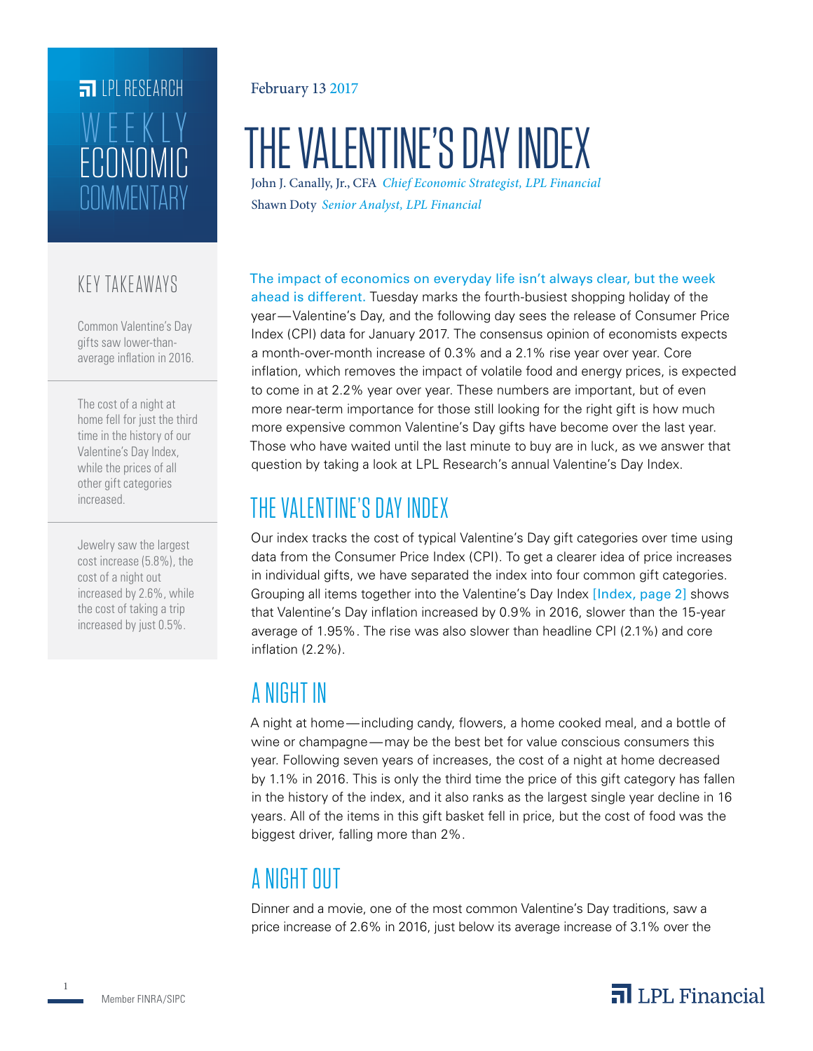LPL RESEARCH

WEEKLY ECONOMIC COMMENTARY

February 13 2017

# THE VALENTINE'S DAY INDEX

John J. Canally, Jr., CFA *Chief Economic Strategist, LPL Financial*

Shawn Doty *Senior Analyst, LPL Financial*

## KEY TAKEAWAYS

Common Valentine's Day gifts saw lower-than-average inflation in 2016.

The cost of a night at home fell for just the third time in the history of our Valentine's Day Index, while the prices of all other gift categories increased.

Jewelry saw the largest cost increase (5.8%), the cost of a night out increased by 2.6%, while the cost of taking a trip increased by just 0.5%.

The impact of economics on everyday life isn't always clear, but the week ahead is different. Tuesday marks the fourth-busiest shopping holiday of the year—Valentine's Day, and the following day sees the release of Consumer Price Index (CPI) data for January 2017. The consensus opinion of economists expects a month-over-month increase of 0.3% and a 2.1% rise year over year. Core inflation, which removes the impact of volatile food and energy prices, is expected to come in at 2.2% year over year. These numbers are important, but of even more near-term importance for those still looking for the right gift is how much more expensive common Valentine's Day gifts have become over the last year. Those who have waited until the last minute to buy are in luck, as we answer that question by taking a look at LPL Research's annual Valentine's Day Index.

## THE VALENTINE'S DAY INDEX

Our index tracks the cost of typical Valentine's Day gift categories over time using data from the Consumer Price Index (CPI). To get a clearer idea of price increases in individual gifts, we have separated the index into four common gift categories. Grouping all items together into the Valentine's Day Index [Index, page 2] shows that Valentine's Day inflation increased by 0.9% in 2016, slower than the 15-year average of 1.95%. The rise was also slower than headline CPI (2.1%) and core inflation (2.2%).

## A NIGHT IN

A night at home—including candy, flowers, a home cooked meal, and a bottle of wine or champagne—may be the best bet for value conscious consumers this year. Following seven years of increases, the cost of a night at home decreased by 1.1% in 2016. This is only the third time the price of this gift category has fallen in the history of the index, and it also ranks as the largest single year decline in 16 years. All of the items in this gift basket fell in price, but the cost of food was the biggest driver, falling more than 2%.

## A NIGHT OUT

Dinner and a movie, one of the most common Valentine's Day traditions, saw a price increase of 2.6% in 2016, just below its average increase of 3.1% over the

Member FINRA/SIPC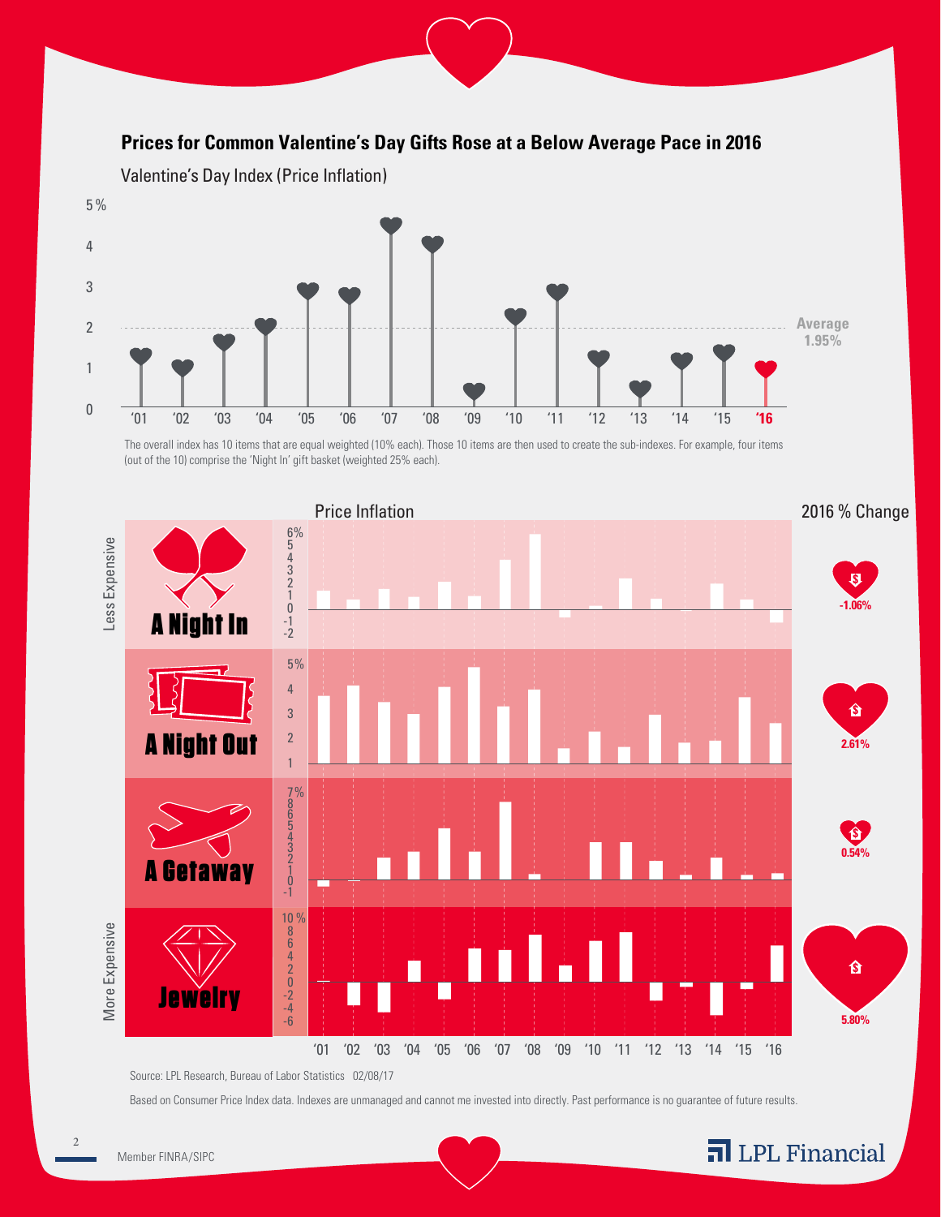## Prices for Common Valentine's Day Gifts Rose at a Below Average Pace in 2016

Valentine's Day Index (Price Inflation)

Average 1.95%

The overall index has 10 items that are equal weighted (10% each). Those 10 items are then used to create the sub-indexes. For example, four items (out of the 10) comprise the 'Night In' gift basket (weighted 25% each).

Price Inflation

2016 % Change

Less Expensive

| Gift | 2016 % Change |
|---|---|
| A Night In | -1.06% |
| A Night Out | 2.61% |
| A Getaway | 0.54% |
| Jewelry | 5.80% |

More Expensive

Source: LPL Research, Bureau of Labor Statistics 02/08/17

Based on Consumer Price Index data. Indexes are unmanaged and cannot me invested into directly. Past performance is no guarantee of future results.

Member FINRA/SIPC

LPL Financial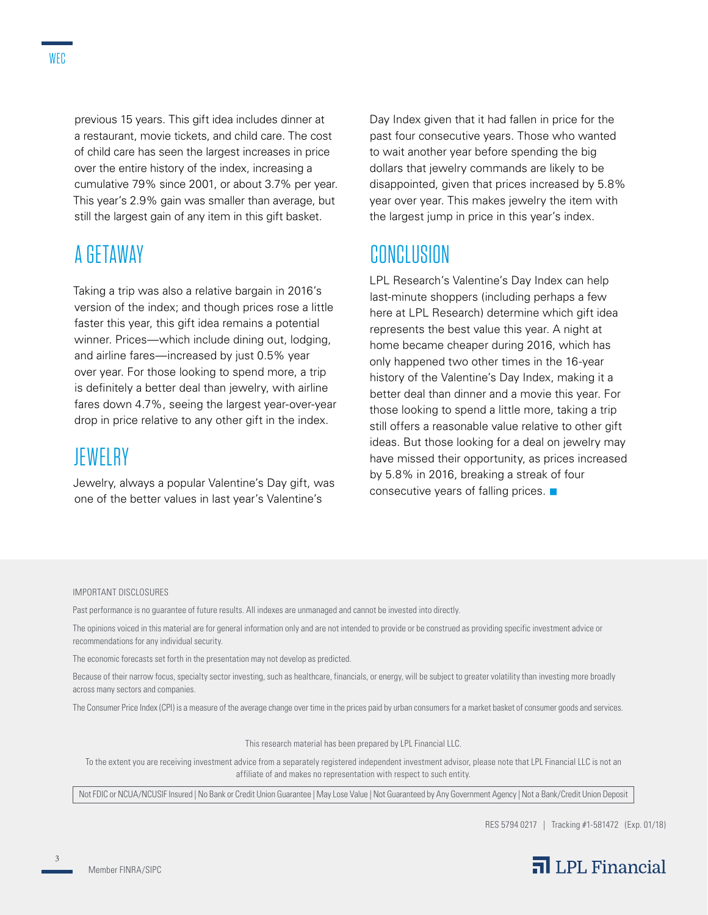previous 15 years. This gift idea includes dinner at a restaurant, movie tickets, and child care. The cost of child care has seen the largest increases in price over the entire history of the index, increasing a cumulative 79% since 2001, or about 3.7% per year. This year's 2.9% gain was smaller than average, but still the largest gain of any item in this gift basket.

## A GETAWAY

Taking a trip was also a relative bargain in 2016's version of the index; and though prices rose a little faster this year, this gift idea remains a potential winner. Prices—which include dining out, lodging, and airline fares—increased by just 0.5% year over year. For those looking to spend more, a trip is definitely a better deal than jewelry, with airline fares down 4.7%, seeing the largest year-over-year drop in price relative to any other gift in the index.

## JEWELRY

Jewelry, always a popular Valentine's Day gift, was one of the better values in last year's Valentine's Day Index given that it had fallen in price for the past four consecutive years. Those who wanted to wait another year before spending the big dollars that jewelry commands are likely to be disappointed, given that prices increased by 5.8% year over year. This makes jewelry the item with the largest jump in price in this year's index.

## CONCLUSION

LPL Research's Valentine's Day Index can help last-minute shoppers (including perhaps a few here at LPL Research) determine which gift idea represents the best value this year. A night at home became cheaper during 2016, which has only happened two other times in the 16-year history of the Valentine's Day Index, making it a better deal than dinner and a movie this year. For those looking to spend a little more, taking a trip still offers a reasonable value relative to other gift ideas. But those looking for a deal on jewelry may have missed their opportunity, as prices increased by 5.8% in 2016, breaking a streak of four consecutive years of falling prices. ■

IMPORTANT DISCLOSURES

Past performance is no guarantee of future results. All indexes are unmanaged and cannot be invested into directly.

The opinions voiced in this material are for general information only and are not intended to provide or be construed as providing specific investment advice or recommendations for any individual security.

The economic forecasts set forth in the presentation may not develop as predicted.

Because of their narrow focus, specialty sector investing, such as healthcare, financials, or energy, will be subject to greater volatility than investing more broadly across many sectors and companies.

The Consumer Price Index (CPI) is a measure of the average change over time in the prices paid by urban consumers for a market basket of consumer goods and services.

This research material has been prepared by LPL Financial LLC.

To the extent you are receiving investment advice from a separately registered independent investment advisor, please note that LPL Financial LLC is not an affiliate of and makes no representation with respect to such entity.

Not FDIC or NCUA/NCUSIF Insured | No Bank or Credit Union Guarantee | May Lose Value | Not Guaranteed by Any Government Agency | Not a Bank/Credit Union Deposit

RES 5794 0217 | Tracking #1-581472 (Exp. 01/18)

Member FINRA/SIPC

LPL Financial